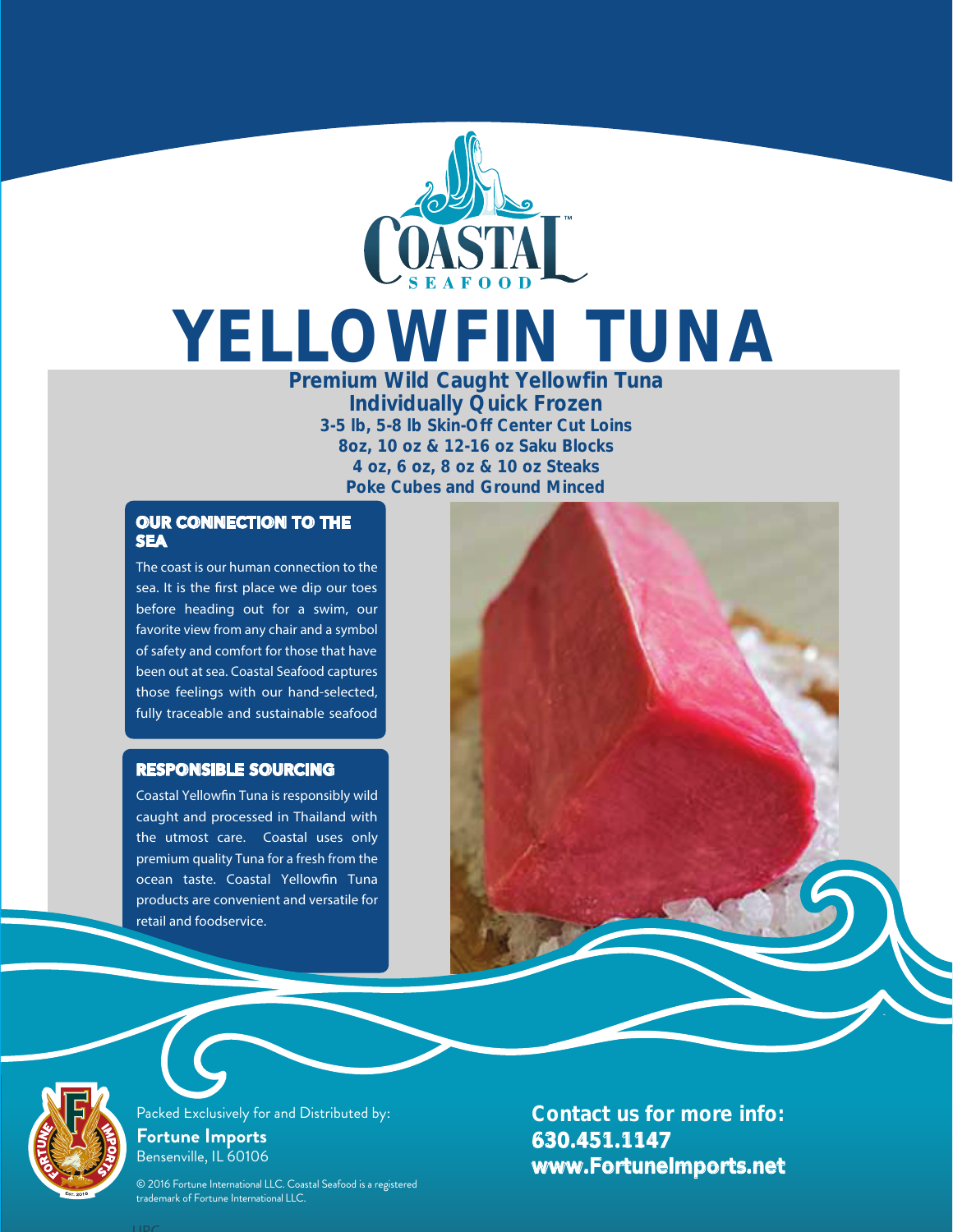COASTAL SEAFOOD™

# YELLOWFIN TUNA

**Premium Wild Caught Yellowfin Tuna**
**Individually Quick Frozen**
**3-5 lb, 5-8 lb Skin-Off Center Cut Loins**
**8oz, 10 oz & 12-16 oz Saku Blocks**
**4 oz, 6 oz, 8 oz & 10 oz Steaks**
**Poke Cubes and Ground Minced**

## OUR CONNECTION TO THE SEA

The coast is our human connection to the sea. It is the first place we dip our toes before heading out for a swim, our favorite view from any chair and a symbol of safety and comfort for those that have been out at sea. Coastal Seafood captures those feelings with our hand-selected, fully traceable and sustainable seafood

## RESPONSIBLE SOURCING

Coastal Yellowfin Tuna is responsibly wild caught and processed in Thailand with the utmost care. Coastal uses only premium quality Tuna for a fresh from the ocean taste. Coastal Yellowfin Tuna products are convenient and versatile for retail and foodservice.

Packed Exclusively for and Distributed by:
**Fortune Imports**
Bensenville, IL 60106

© 2016 Fortune International LLC. Coastal Seafood is a registered trademark of Fortune International LLC.

**Contact us for more info:**
**630.451.1147**
**www.FortuneImports.net**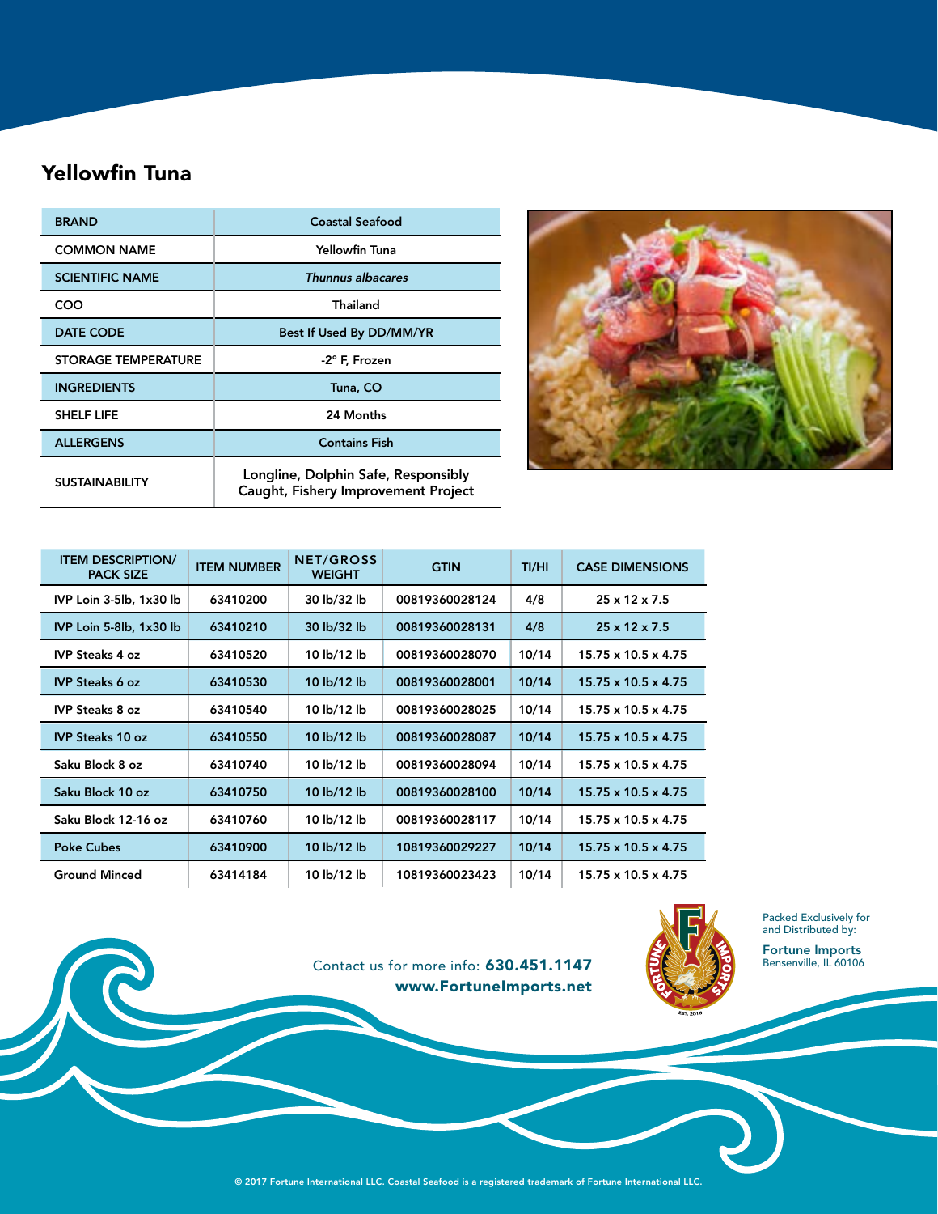## Yellowfin Tuna

| | |
|---|---|
| BRAND | Coastal Seafood |
| COMMON NAME | Yellowfin Tuna |
| SCIENTIFIC NAME | *Thunnus albacares* |
| COO | Thailand |
| DATE CODE | Best If Used By DD/MM/YR |
| STORAGE TEMPERATURE | -2° F, Frozen |
| INGREDIENTS | Tuna, CO |
| SHELF LIFE | 24 Months |
| ALLERGENS | Contains Fish |
| SUSTAINABILITY | Longline, Dolphin Safe, Responsibly Caught, Fishery Improvement Project |

| ITEM DESCRIPTION/ PACK SIZE | ITEM NUMBER | NET/GROSS WEIGHT | GTIN | TI/HI | CASE DIMENSIONS |
|---|---|---|---|---|---|
| IVP Loin 3-5lb, 1x30 lb | 63410200 | 30 lb/32 lb | 00819360028124 | 4/8 | 25 x 12 x 7.5 |
| IVP Loin 5-8lb, 1x30 lb | 63410210 | 30 lb/32 lb | 00819360028131 | 4/8 | 25 x 12 x 7.5 |
| IVP Steaks 4 oz | 63410520 | 10 lb/12 lb | 00819360028070 | 10/14 | 15.75 x 10.5 x 4.75 |
| IVP Steaks 6 oz | 63410530 | 10 lb/12 lb | 00819360028001 | 10/14 | 15.75 x 10.5 x 4.75 |
| IVP Steaks 8 oz | 63410540 | 10 lb/12 lb | 00819360028025 | 10/14 | 15.75 x 10.5 x 4.75 |
| IVP Steaks 10 oz | 63410550 | 10 lb/12 lb | 00819360028087 | 10/14 | 15.75 x 10.5 x 4.75 |
| Saku Block 8 oz | 63410740 | 10 lb/12 lb | 00819360028094 | 10/14 | 15.75 x 10.5 x 4.75 |
| Saku Block 10 oz | 63410750 | 10 lb/12 lb | 00819360028100 | 10/14 | 15.75 x 10.5 x 4.75 |
| Saku Block 12-16 oz | 63410760 | 10 lb/12 lb | 00819360028117 | 10/14 | 15.75 x 10.5 x 4.75 |
| Poke Cubes | 63410900 | 10 lb/12 lb | 10819360029227 | 10/14 | 15.75 x 10.5 x 4.75 |
| Ground Minced | 63414184 | 10 lb/12 lb | 10819360023423 | 10/14 | 15.75 x 10.5 x 4.75 |

Contact us for more info: **630.451.1147**
**www.FortuneImports.net**

Packed Exclusively for and Distributed by:
**Fortune Imports**
Bensenville, IL 60106

© 2017 Fortune International LLC. Coastal Seafood is a registered trademark of Fortune International LLC.